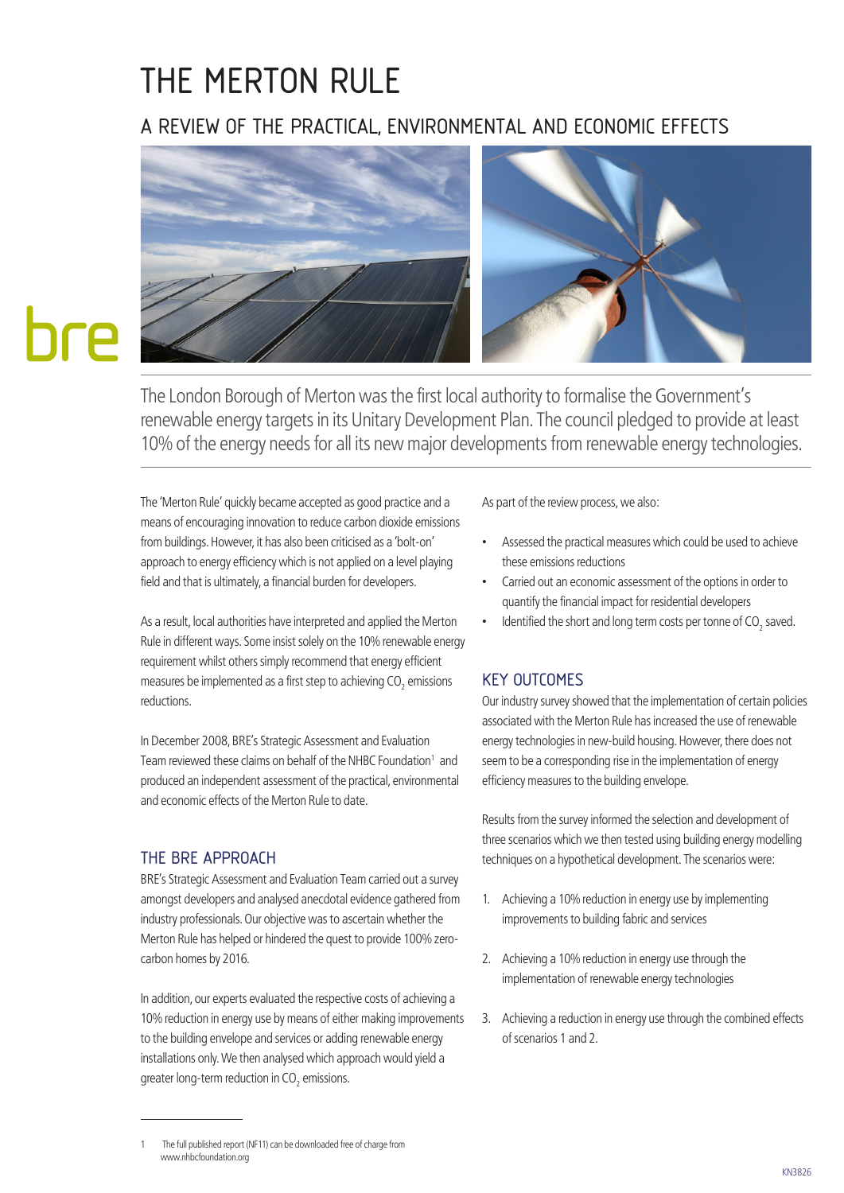# THE MERTON RULE

## A REVIEW OF THE PRACTICAL, ENVIRONMENTAL AND ECONOMIC EFFECTS

The London Borough of Merton was the first local authority to formalise the Government's renewable energy targets in its Unitary Development Plan. The council pledged to provide at least 10% of the energy needs for all its new major developments from renewable energy technologies.

The 'Merton Rule' quickly became accepted as good practice and a means of encouraging innovation to reduce carbon dioxide emissions from buildings. However, it has also been criticised as a 'bolt-on' approach to energy efficiency which is not applied on a level playing field and that is ultimately, a financial burden for developers.

As a result, local authorities have interpreted and applied the Merton Rule in different ways. Some insist solely on the 10% renewable energy requirement whilst others simply recommend that energy efficient measures be implemented as a first step to achieving $CO_2$ emissions reductions.

In December 2008, BRE's Strategic Assessment and Evaluation Team reviewed these claims on behalf of the NHBC Foundation[1] and produced an independent assessment of the practical, environmental and economic effects of the Merton Rule to date.

## THE BRE APPROACH

BRE's Strategic Assessment and Evaluation Team carried out a survey amongst developers and analysed anecdotal evidence gathered from industry professionals. Our objective was to ascertain whether the Merton Rule has helped or hindered the quest to provide 100% zero-carbon homes by 2016.

In addition, our experts evaluated the respective costs of achieving a 10% reduction in energy use by means of either making improvements to the building envelope and services or adding renewable energy installations only. We then analysed which approach would yield a greater long-term reduction in $CO_2$ emissions.

As part of the review process, we also:

- Assessed the practical measures which could be used to achieve these emissions reductions
- Carried out an economic assessment of the options in order to quantify the financial impact for residential developers
- Identified the short and long term costs per tonne of $CO_2$ saved.

## KEY OUTCOMES

Our industry survey showed that the implementation of certain policies associated with the Merton Rule has increased the use of renewable energy technologies in new-build housing. However, there does not seem to be a corresponding rise in the implementation of energy efficiency measures to the building envelope.

Results from the survey informed the selection and development of three scenarios which we then tested using building energy modelling techniques on a hypothetical development. The scenarios were:

1. Achieving a 10% reduction in energy use by implementing improvements to building fabric and services
2. Achieving a 10% reduction in energy use through the implementation of renewable energy technologies
3. Achieving a reduction in energy use through the combined effects of scenarios 1 and 2.

---

1 The full published report (NF11) can be downloaded free of charge from www.nhbcfoundation.org

KN3826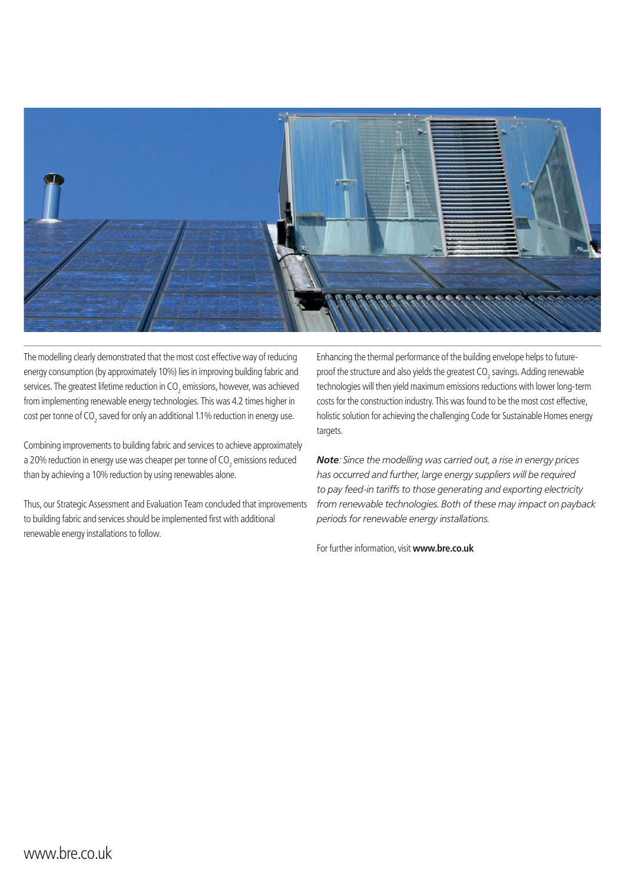The modelling clearly demonstrated that the most cost effective way of reducing energy consumption (by approximately 10%) lies in improving building fabric and services. The greatest lifetime reduction in $CO_2$ emissions, however, was achieved from implementing renewable energy technologies. This was 4.2 times higher in cost per tonne of $CO_2$ saved for only an additional 1.1% reduction in energy use.

Combining improvements to building fabric and services to achieve approximately a 20% reduction in energy use was cheaper per tonne of $CO_2$ emissions reduced than by achieving a 10% reduction by using renewables alone.

Thus, our Strategic Assessment and Evaluation Team concluded that improvements to building fabric and services should be implemented first with additional renewable energy installations to follow.

Enhancing the thermal performance of the building envelope helps to future-proof the structure and also yields the greatest $CO_2$ savings. Adding renewable technologies will then yield maximum emissions reductions with lower long-term costs for the construction industry. This was found to be the most cost effective, holistic solution for achieving the challenging Code for Sustainable Homes energy targets.

***Note**: Since the modelling was carried out, a rise in energy prices has occurred and further, large energy suppliers will be required to pay feed-in tariffs to those generating and exporting electricity from renewable technologies. Both of these may impact on payback periods for renewable energy installations.*

For further information, visit **www.bre.co.uk**